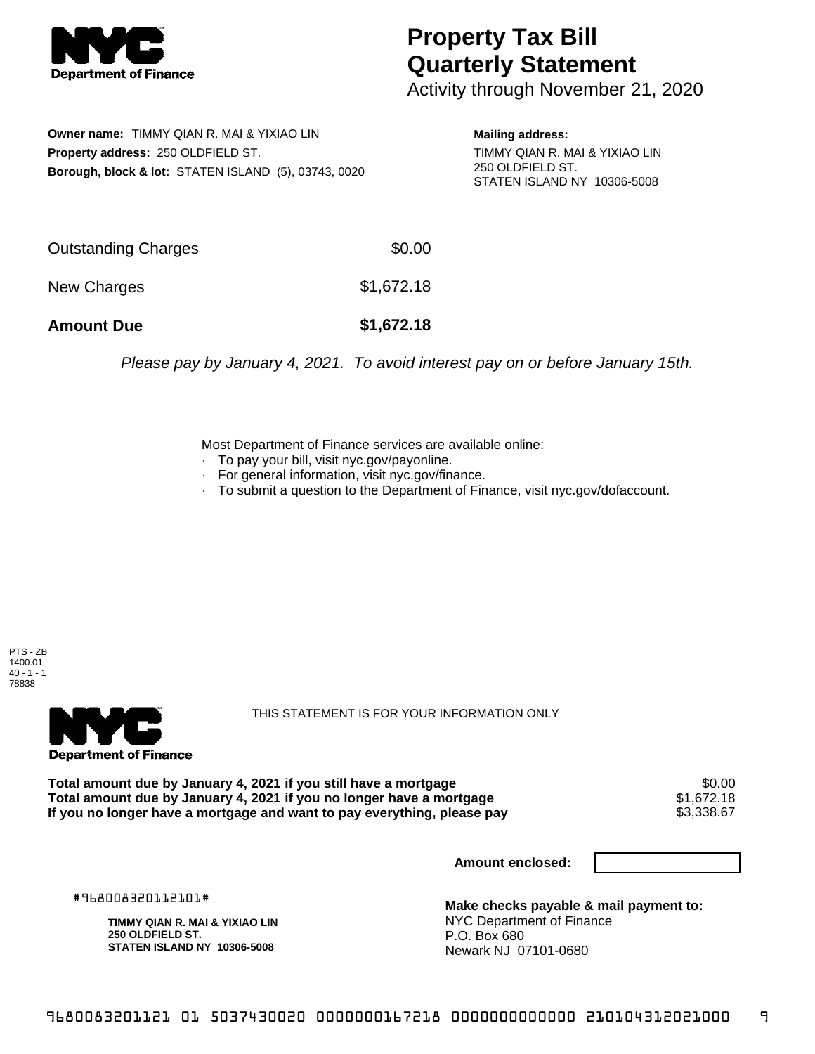**Department of Finance**

# Property Tax Bill Quarterly Statement

Activity through November 21, 2020

**Owner name:** TIMMY QIAN R. MAI & YIXIAO LIN
**Property address:** 250 OLDFIELD ST.
**Borough, block & lot:** STATEN ISLAND (5), 03743, 0020

**Mailing address:**
TIMMY QIAN R. MAI & YIXIAO LIN
250 OLDFIELD ST.
STATEN ISLAND NY 10306-5008

| | |
|---|---|
| Outstanding Charges | $0.00 |
| New Charges | $1,672.18 |
| **Amount Due** | **$1,672.18** |

*Please pay by January 4, 2021. To avoid interest pay on or before January 15th.*

Most Department of Finance services are available online:
- To pay your bill, visit nyc.gov/payonline.
- For general information, visit nyc.gov/finance.
- To submit a question to the Department of Finance, visit nyc.gov/dofaccount.

PTS - ZB
1400.01
40 - 1 - 1
78838

---

**Department of Finance**

THIS STATEMENT IS FOR YOUR INFORMATION ONLY

| | |
|---|---|
| **Total amount due by January 4, 2021 if you still have a mortgage** | $0.00 |
| **Total amount due by January 4, 2021 if you no longer have a mortgage** | $1,672.18 |
| **If you no longer have a mortgage and want to pay everything, please pay** | $3,338.67 |

**Amount enclosed:**

#968008320112101#

**TIMMY QIAN R. MAI & YIXIAO LIN**
**250 OLDFIELD ST.**
**STATEN ISLAND NY 10306-5008**

**Make checks payable & mail payment to:**
NYC Department of Finance
P.O. Box 680
Newark NJ 07101-0680

9680083201121 01 5037430020 0000000167218 0000000000000 210104312021000 9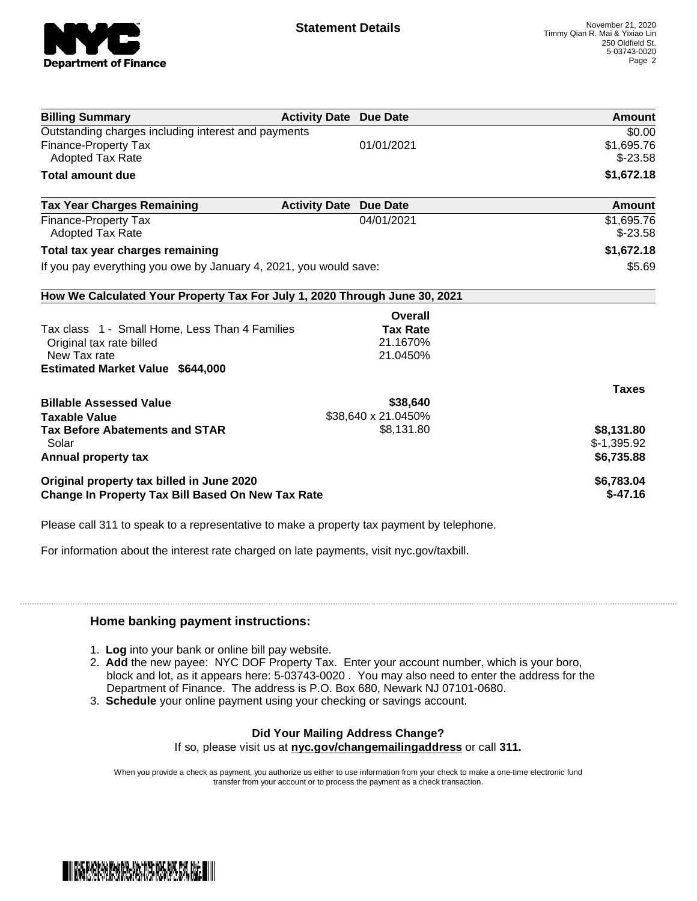# Statement Details

November 21, 2020
Timmy Qian R. Mai & Yixiao Lin
250 Oldfield St.
5-03743-0020

| Billing Summary | Activity Date | Due Date | Amount |
| --- | --- | --- | --- |
| Outstanding charges including interest and payments | | | $0.00 |
| Finance-Property Tax | | 01/01/2021 | $1,695.76 |
| Adopted Tax Rate | | | $-23.58 |
| **Total amount due** | | | **$1,672.18** |

| Tax Year Charges Remaining | Activity Date | Due Date | Amount |
| --- | --- | --- | --- |
| Finance-Property Tax | | 04/01/2021 | $1,695.76 |
| Adopted Tax Rate | | | $-23.58 |
| **Total tax year charges remaining** | | | **$1,672.18** |
| If you pay everything you owe by January 4, 2021, you would save: | | | $5.69 |

## How We Calculated Your Property Tax For July 1, 2020 Through June 30, 2021

| | Overall Tax Rate | Taxes |
| --- | --- | --- |
| Tax class 1 - Small Home, Less Than 4 Families | | |
| Original tax rate billed | 21.1670% | |
| New Tax rate | 21.0450% | |
| **Estimated Market Value $644,000** | | |
| **Billable Assessed Value** | **$38,640** | |
| **Taxable Value** | $38,640 x 21.0450% | |
| **Tax Before Abatements and STAR** | $8,131.80 | **$8,131.80** |
| Solar | | $-1,395.92 |
| **Annual property tax** | | **$6,735.88** |
| **Original property tax billed in June 2020** | | **$6,783.04** |
| **Change In Property Tax Bill Based On New Tax Rate** | | **$-47.16** |

Please call 311 to speak to a representative to make a property tax payment by telephone.

For information about the interest rate charged on late payments, visit nyc.gov/taxbill.

### Home banking payment instructions:

1. **Log** into your bank or online bill pay website.
2. **Add** the new payee: NYC DOF Property Tax. Enter your account number, which is your boro, block and lot, as it appears here: 5-03743-0020 . You may also need to enter the address for the Department of Finance. The address is P.O. Box 680, Newark NJ 07101-0680.
3. **Schedule** your online payment using your checking or savings account.

**Did Your Mailing Address Change?**
If so, please visit us at **nyc.gov/changemailingaddress** or call **311.**

When you provide a check as payment, you authorize us either to use information from your check to make a one-time electronic fund transfer from your account or to process the payment as a check transaction.